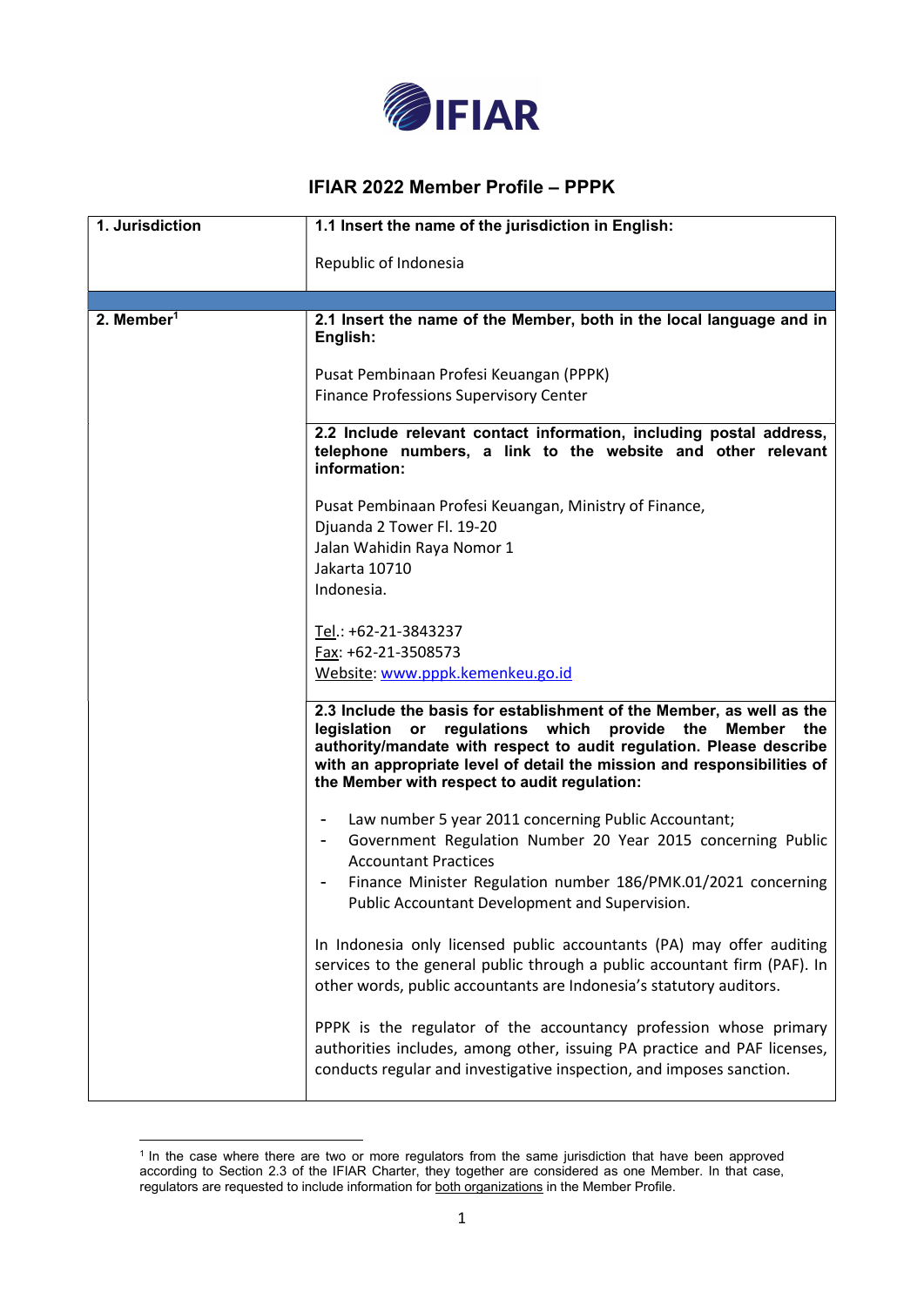# IFIAR 2022 Member Profile – PPPK

| 1. Jurisdiction | **1.1 Insert the name of the jurisdiction in English:**<br><br>Republic of Indonesia |
|---|---|
| | |
| **2. Member**[1] | **2.1 Insert the name of the Member, both in the local language and in English:**<br><br>Pusat Pembinaan Profesi Keuangan (PPPK)<br>Finance Professions Supervisory Center |
| | **2.2 Include relevant contact information, including postal address, telephone numbers, a link to the website and other relevant information:**<br><br>Pusat Pembinaan Profesi Keuangan, Ministry of Finance,<br>Djuanda 2 Tower Fl. 19-20<br>Jalan Wahidin Raya Nomor 1<br>Jakarta 10710<br>Indonesia.<br><br>Tel.: +62-21-3843237<br>Fax: +62-21-3508573<br>Website: www.pppk.kemenkeu.go.id |
| | **2.3 Include the basis for establishment of the Member, as well as the legislation or regulations which provide the Member the authority/mandate with respect to audit regulation. Please describe with an appropriate level of detail the mission and responsibilities of the Member with respect to audit regulation:**<br><br>- Law number 5 year 2011 concerning Public Accountant;<br>- Government Regulation Number 20 Year 2015 concerning Public Accountant Practices<br>- Finance Minister Regulation number 186/PMK.01/2021 concerning Public Accountant Development and Supervision.<br><br>In Indonesia only licensed public accountants (PA) may offer auditing services to the general public through a public accountant firm (PAF). In other words, public accountants are Indonesia's statutory auditors.<br><br>PPPK is the regulator of the accountancy profession whose primary authorities includes, among other, issuing PA practice and PAF licenses, conducts regular and investigative inspection, and imposes sanction. |

[1] In the case where there are two or more regulators from the same jurisdiction that have been approved according to Section 2.3 of the IFIAR Charter, they together are considered as one Member. In that case, regulators are requested to include information for both organizations in the Member Profile.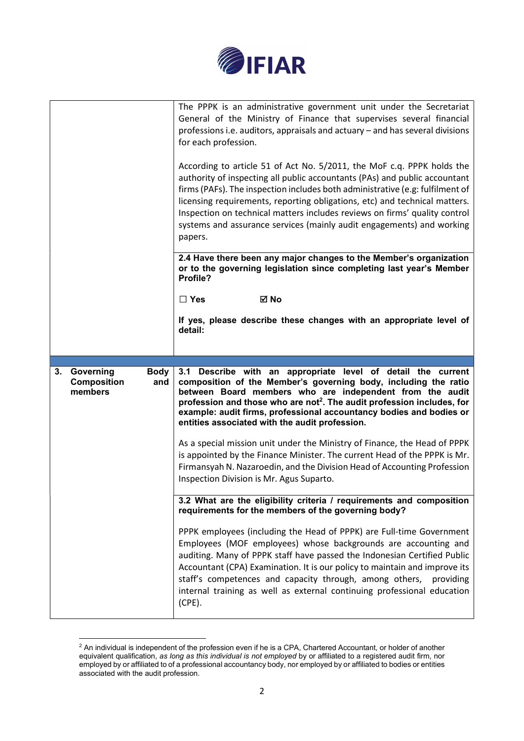| | |
|---|---|
| | The PPPK is an administrative government unit under the Secretariat General of the Ministry of Finance that supervises several financial professions i.e. auditors, appraisals and actuary – and has several divisions for each profession.<br><br>According to article 51 of Act No. 5/2011, the MoF c.q. PPPK holds the authority of inspecting all public accountants (PAs) and public accountant firms (PAFs). The inspection includes both administrative (e.g: fulfilment of licensing requirements, reporting obligations, etc) and technical matters. Inspection on technical matters includes reviews on firms' quality control systems and assurance services (mainly audit engagements) and working papers. |
| | **2.4 Have there been any major changes to the Member's organization or to the governing legislation since completing last year's Member Profile?**<br><br>**☐ Yes ☑ No**<br><br>**If yes, please describe these changes with an appropriate level of detail:** |
| | |
| **3. Governing Body Composition and members** | **3.1 Describe with an appropriate level of detail the current composition of the Member's governing body, including the ratio between Board members who are independent from the audit profession and those who are not[2]. The audit profession includes, for example: audit firms, professional accountancy bodies and bodies or entities associated with the audit profession.**<br><br>As a special mission unit under the Ministry of Finance, the Head of PPPK is appointed by the Finance Minister. The current Head of the PPPK is Mr. Firmansyah N. Nazaroedin, and the Division Head of Accounting Profession Inspection Division is Mr. Agus Suparto. |
| | **3.2 What are the eligibility criteria / requirements and composition requirements for the members of the governing body?**<br><br>PPPK employees (including the Head of PPPK) are Full-time Government Employees (MOF employees) whose backgrounds are accounting and auditing. Many of PPPK staff have passed the Indonesian Certified Public Accountant (CPA) Examination. It is our policy to maintain and improve its staff's competences and capacity through, among others, providing internal training as well as external continuing professional education (CPE). |

[2] An individual is independent of the profession even if he is a CPA, Chartered Accountant, or holder of another equivalent qualification, *as long as this individual is not employed* by or affiliated to a registered audit firm, nor employed by or affiliated to of a professional accountancy body, nor employed by or affiliated to bodies or entities associated with the audit profession.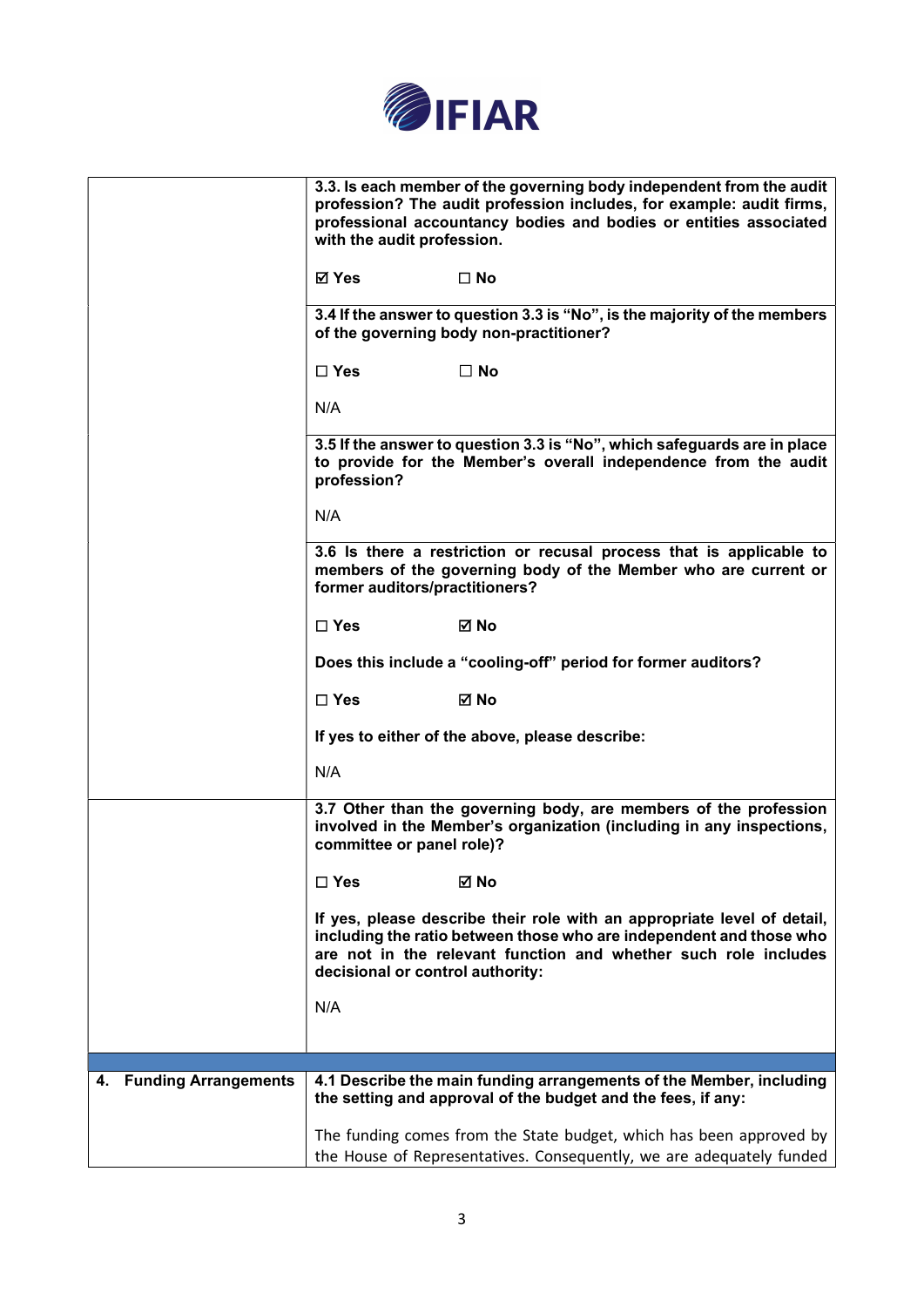| | |
|---|---|
| | **3.3. Is each member of the governing body independent from the audit profession? The audit profession includes, for example: audit firms, professional accountancy bodies and bodies or entities associated with the audit profession.**<br><br>☑ **Yes** ☐ **No** |
| | **3.4 If the answer to question 3.3 is "No", is the majority of the members of the governing body non-practitioner?**<br><br>☐ **Yes** ☐ **No**<br><br>N/A |
| | **3.5 If the answer to question 3.3 is "No", which safeguards are in place to provide for the Member's overall independence from the audit profession?**<br><br>N/A |
| | **3.6 Is there a restriction or recusal process that is applicable to members of the governing body of the Member who are current or former auditors/practitioners?**<br><br>☐ **Yes** ☑ **No**<br><br>**Does this include a "cooling-off" period for former auditors?**<br><br>☐ **Yes** ☑ **No**<br><br>**If yes to either of the above, please describe:**<br><br>N/A |
| | **3.7 Other than the governing body, are members of the profession involved in the Member's organization (including in any inspections, committee or panel role)?**<br><br>☐ **Yes** ☑ **No**<br><br>**If yes, please describe their role with an appropriate level of detail, including the ratio between those who are independent and those who are not in the relevant function and whether such role includes decisional or control authority:**<br><br>N/A |
| | |
| **4. Funding Arrangements** | **4.1 Describe the main funding arrangements of the Member, including the setting and approval of the budget and the fees, if any:**<br><br>The funding comes from the State budget, which has been approved by the House of Representatives. Consequently, we are adequately funded |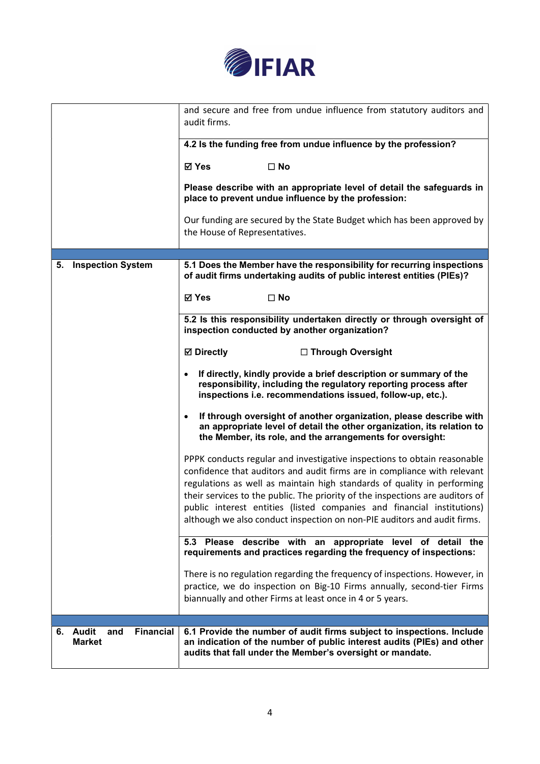| | |
|---|---|
| | and secure and free from undue influence from statutory auditors and audit firms. |
| | **4.2 Is the funding free from undue influence by the profession?**<br><br>**☑ Yes ☐ No**<br><br>**Please describe with an appropriate level of detail the safeguards in place to prevent undue influence by the profession:**<br><br>Our funding are secured by the State Budget which has been approved by the House of Representatives. |
| | |
| **5. Inspection System** | **5.1 Does the Member have the responsibility for recurring inspections of audit firms undertaking audits of public interest entities (PIEs)?**<br><br>**☑ Yes ☐ No** |
| | **5.2 Is this responsibility undertaken directly or through oversight of inspection conducted by another organization?**<br><br>**☑ Directly ☐ Through Oversight**<br><br>• **If directly, kindly provide a brief description or summary of the responsibility, including the regulatory reporting process after inspections i.e. recommendations issued, follow-up, etc.).**<br><br>• **If through oversight of another organization, please describe with an appropriate level of detail the other organization, its relation to the Member, its role, and the arrangements for oversight:**<br><br>PPPK conducts regular and investigative inspections to obtain reasonable confidence that auditors and audit firms are in compliance with relevant regulations as well as maintain high standards of quality in performing their services to the public. The priority of the inspections are auditors of public interest entities (listed companies and financial institutions) although we also conduct inspection on non-PIE auditors and audit firms. |
| | **5.3 Please describe with an appropriate level of detail the requirements and practices regarding the frequency of inspections:**<br><br>There is no regulation regarding the frequency of inspections. However, in practice, we do inspection on Big-10 Firms annually, second-tier Firms biannually and other Firms at least once in 4 or 5 years. |
| | |
| **6. Audit and Financial Market** | **6.1 Provide the number of audit firms subject to inspections. Include an indication of the number of public interest audits (PIEs) and other audits that fall under the Member's oversight or mandate.** |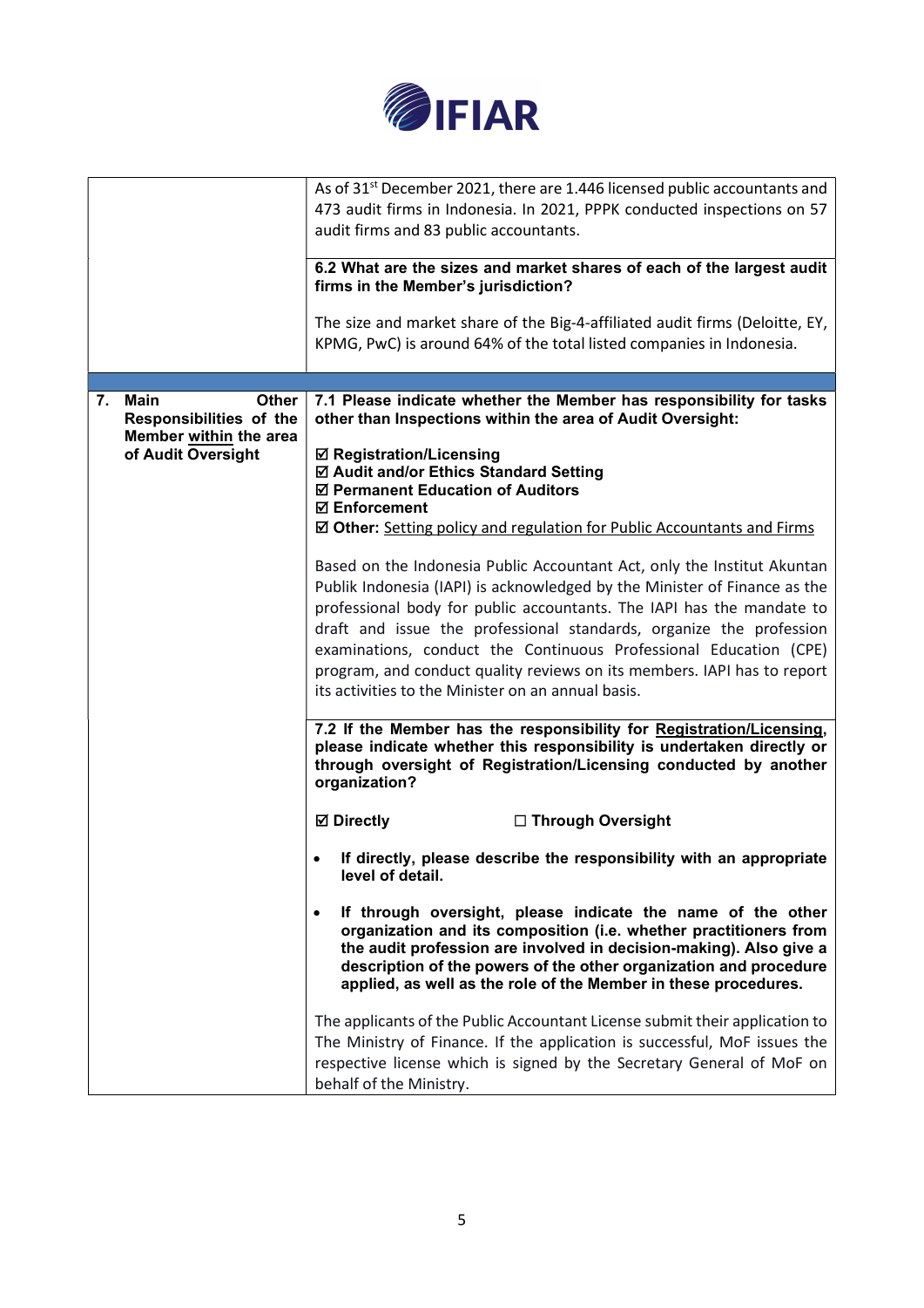| | |
|---|---|
| | As of 31st December 2021, there are 1.446 licensed public accountants and 473 audit firms in Indonesia. In 2021, PPPK conducted inspections on 57 audit firms and 83 public accountants.<br><br>**6.2 What are the sizes and market shares of each of the largest audit firms in the Member's jurisdiction?**<br><br>The size and market share of the Big-4-affiliated audit firms (Deloitte, EY, KPMG, PwC) is around 64% of the total listed companies in Indonesia. |
| **7. Main Other Responsibilities of the Member within the area of Audit Oversight** | **7.1 Please indicate whether the Member has responsibility for tasks other than Inspections within the area of Audit Oversight:**<br><br>☑ **Registration/Licensing**<br>☑ **Audit and/or Ethics Standard Setting**<br>☑ **Permanent Education of Auditors**<br>☑ **Enforcement**<br>☑ **Other:** Setting policy and regulation for Public Accountants and Firms<br><br>Based on the Indonesia Public Accountant Act, only the Institut Akuntan Publik Indonesia (IAPI) is acknowledged by the Minister of Finance as the professional body for public accountants. The IAPI has the mandate to draft and issue the professional standards, organize the profession examinations, conduct the Continuous Professional Education (CPE) program, and conduct quality reviews on its members. IAPI has to report its activities to the Minister on an annual basis.<br><br>**7.2 If the Member has the responsibility for Registration/Licensing, please indicate whether this responsibility is undertaken directly or through oversight of Registration/Licensing conducted by another organization?**<br><br>☑ **Directly** ☐ **Through Oversight**<br><br>• **If directly, please describe the responsibility with an appropriate level of detail.**<br>• **If through oversight, please indicate the name of the other organization and its composition (i.e. whether practitioners from the audit profession are involved in decision-making). Also give a description of the powers of the other organization and procedure applied, as well as the role of the Member in these procedures.**<br><br>The applicants of the Public Accountant License submit their application to The Ministry of Finance. If the application is successful, MoF issues the respective license which is signed by the Secretary General of MoF on behalf of the Ministry. |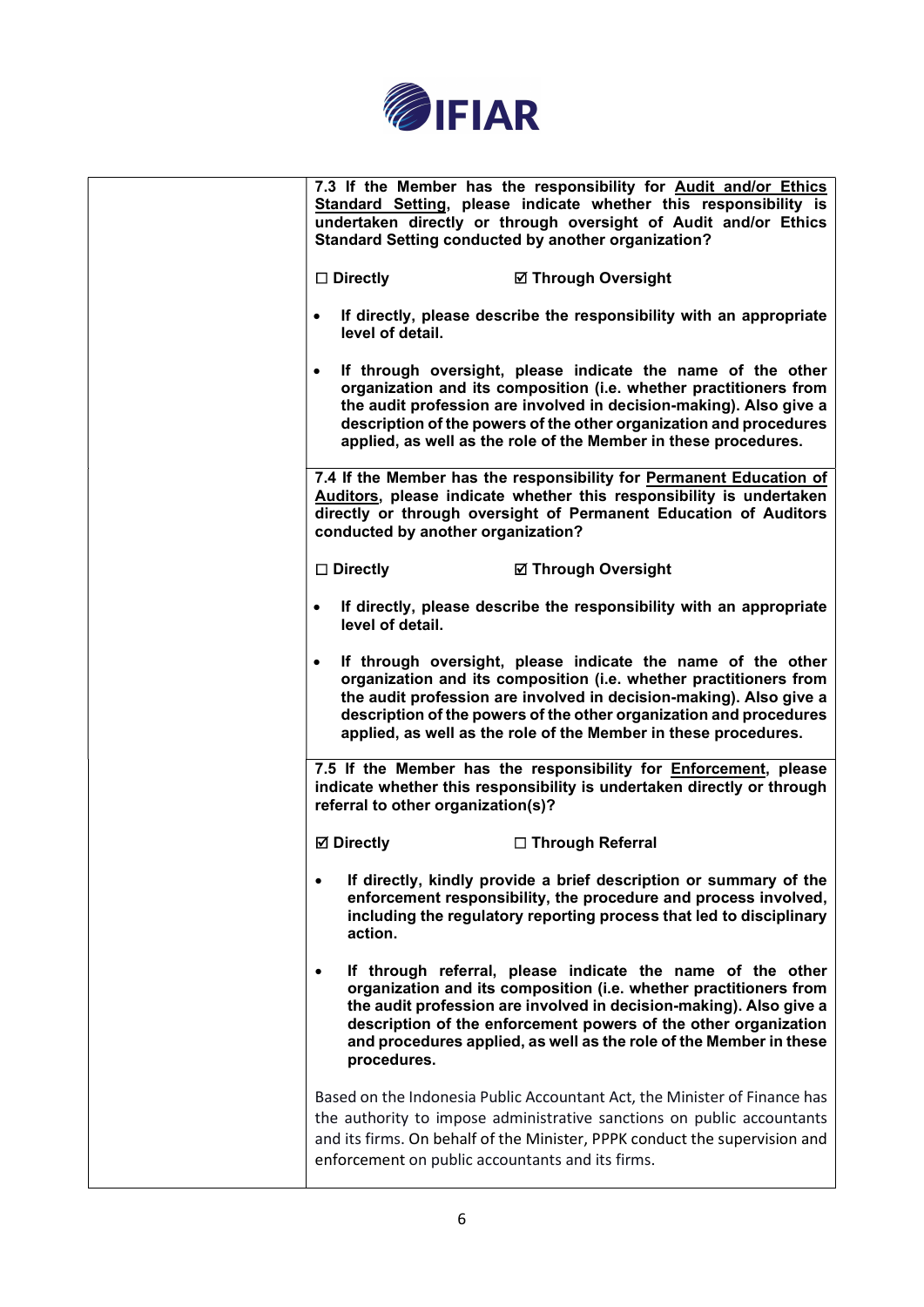| | |
|---|---|
| | **7.3 If the Member has the responsibility for <u>Audit and/or Ethics Standard Setting</u>, please indicate whether this responsibility is undertaken directly or through oversight of Audit and/or Ethics Standard Setting conducted by another organization?**<br><br>**☐ Directly &nbsp;&nbsp;&nbsp;&nbsp;&nbsp;&nbsp;&nbsp;&nbsp; ☑ Through Oversight**<br><br>• **If directly, please describe the responsibility with an appropriate level of detail.**<br><br>• **If through oversight, please indicate the name of the other organization and its composition (i.e. whether practitioners from the audit profession are involved in decision-making). Also give a description of the powers of the other organization and procedures applied, as well as the role of the Member in these procedures.** |
| | **7.4 If the Member has the responsibility for <u>Permanent Education of Auditors</u>, please indicate whether this responsibility is undertaken directly or through oversight of Permanent Education of Auditors conducted by another organization?**<br><br>**☐ Directly &nbsp;&nbsp;&nbsp;&nbsp;&nbsp;&nbsp;&nbsp;&nbsp; ☑ Through Oversight**<br><br>• **If directly, please describe the responsibility with an appropriate level of detail.**<br><br>• **If through oversight, please indicate the name of the other organization and its composition (i.e. whether practitioners from the audit profession are involved in decision-making). Also give a description of the powers of the other organization and procedures applied, as well as the role of the Member in these procedures.** |
| | **7.5 If the Member has the responsibility for <u>Enforcement</u>, please indicate whether this responsibility is undertaken directly or through referral to other organization(s)?**<br><br>**☑ Directly &nbsp;&nbsp;&nbsp;&nbsp;&nbsp;&nbsp;&nbsp;&nbsp; ☐ Through Referral**<br><br>• **If directly, kindly provide a brief description or summary of the enforcement responsibility, the procedure and process involved, including the regulatory reporting process that led to disciplinary action.**<br><br>• **If through referral, please indicate the name of the other organization and its composition (i.e. whether practitioners from the audit profession are involved in decision-making). Also give a description of the enforcement powers of the other organization and procedures applied, as well as the role of the Member in these procedures.**<br><br>Based on the Indonesia Public Accountant Act, the Minister of Finance has the authority to impose administrative sanctions on public accountants and its firms. On behalf of the Minister, PPPK conduct the supervision and enforcement on public accountants and its firms. |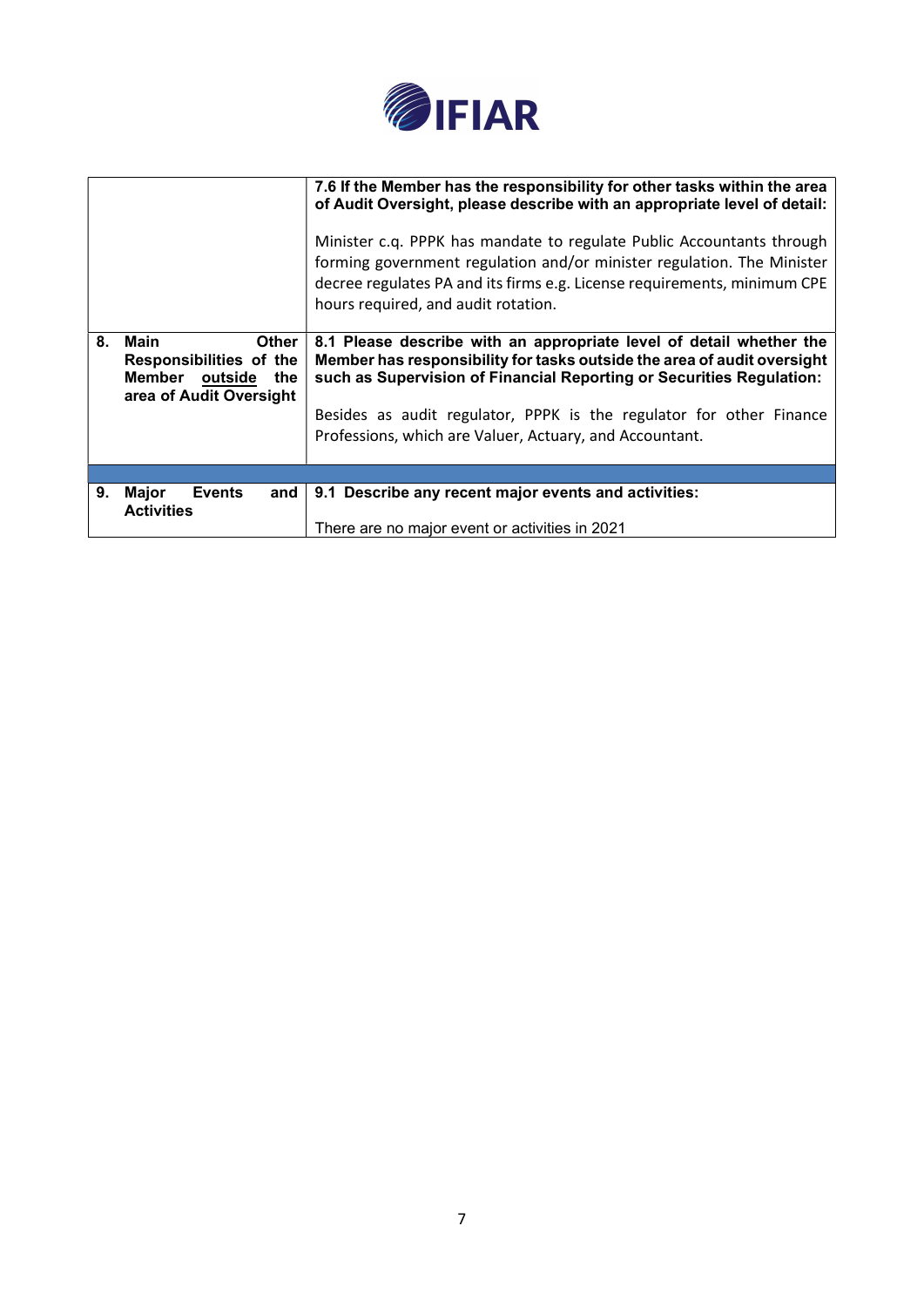| | |
|---|---|
| | **7.6 If the Member has the responsibility for other tasks within the area of Audit Oversight, please describe with an appropriate level of detail:**<br><br>Minister c.q. PPPK has mandate to regulate Public Accountants through forming government regulation and/or minister regulation. The Minister decree regulates PA and its firms e.g. License requirements, minimum CPE hours required, and audit rotation. |
| **8. Main Other Responsibilities of the Member <u>outside</u> the area of Audit Oversight** | **8.1 Please describe with an appropriate level of detail whether the Member has responsibility for tasks outside the area of audit oversight such as Supervision of Financial Reporting or Securities Regulation:**<br><br>Besides as audit regulator, PPPK is the regulator for other Finance Professions, which are Valuer, Actuary, and Accountant. |
| | |
| **9. Major Events and Activities** | **9.1 Describe any recent major events and activities:**<br><br>There are no major event or activities in 2021 |